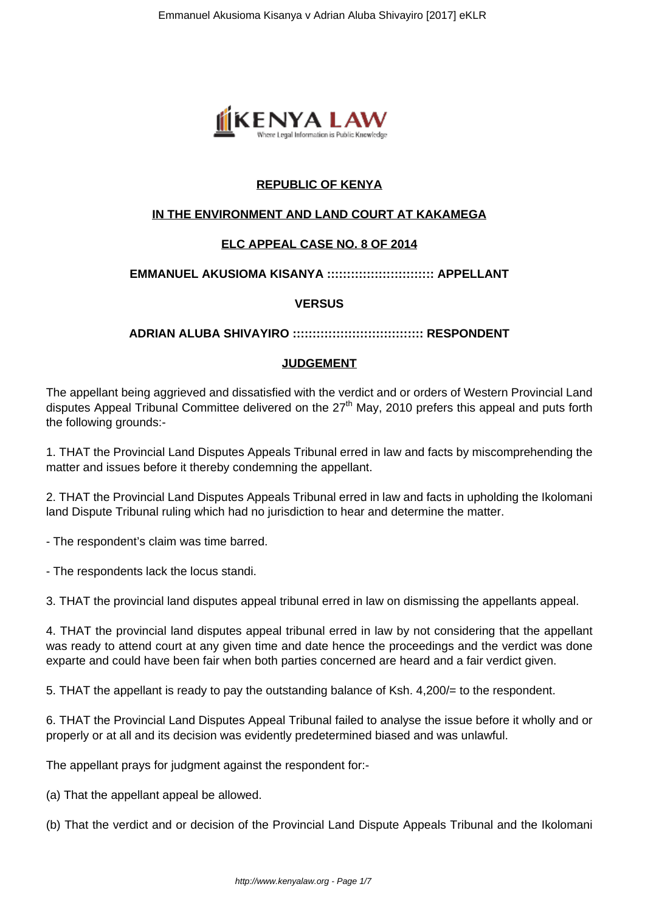**REPUBLIC OF KENYA**

**IN THE ENVIRONMENT AND LAND COURT AT KAKAMEGA**

**ELC APPEAL CASE NO. 8 OF 2014**

**EMMANUEL AKUSIOMA KISANYA :::::::::::::::::::::::::: APPELLANT**

**VERSUS**

**ADRIAN ALUBA SHIVAYIRO ::::::::::::::::::::::::::::::::: RESPONDENT**

**JUDGEMENT**

The appellant being aggrieved and dissatisfied with the verdict and or orders of Western Provincial Land disputes Appeal Tribunal Committee delivered on the 27th May, 2010 prefers this appeal and puts forth the following grounds:-

1. THAT the Provincial Land Disputes Appeals Tribunal erred in law and facts by miscomprehending the matter and issues before it thereby condemning the appellant.

2. THAT the Provincial Land Disputes Appeals Tribunal erred in law and facts in upholding the Ikolomani land Dispute Tribunal ruling which had no jurisdiction to hear and determine the matter.

- The respondent's claim was time barred.

- The respondents lack the locus standi.

3. THAT the provincial land disputes appeal tribunal erred in law on dismissing the appellants appeal.

4. THAT the provincial land disputes appeal tribunal erred in law by not considering that the appellant was ready to attend court at any given time and date hence the proceedings and the verdict was done exparte and could have been fair when both parties concerned are heard and a fair verdict given.

5. THAT the appellant is ready to pay the outstanding balance of Ksh. 4,200/= to the respondent.

6. THAT the Provincial Land Disputes Appeal Tribunal failed to analyse the issue before it wholly and or properly or at all and its decision was evidently predetermined biased and was unlawful.

The appellant prays for judgment against the respondent for:-

(a) That the appellant appeal be allowed.

(b) That the verdict and or decision of the Provincial Land Dispute Appeals Tribunal and the Ikolomani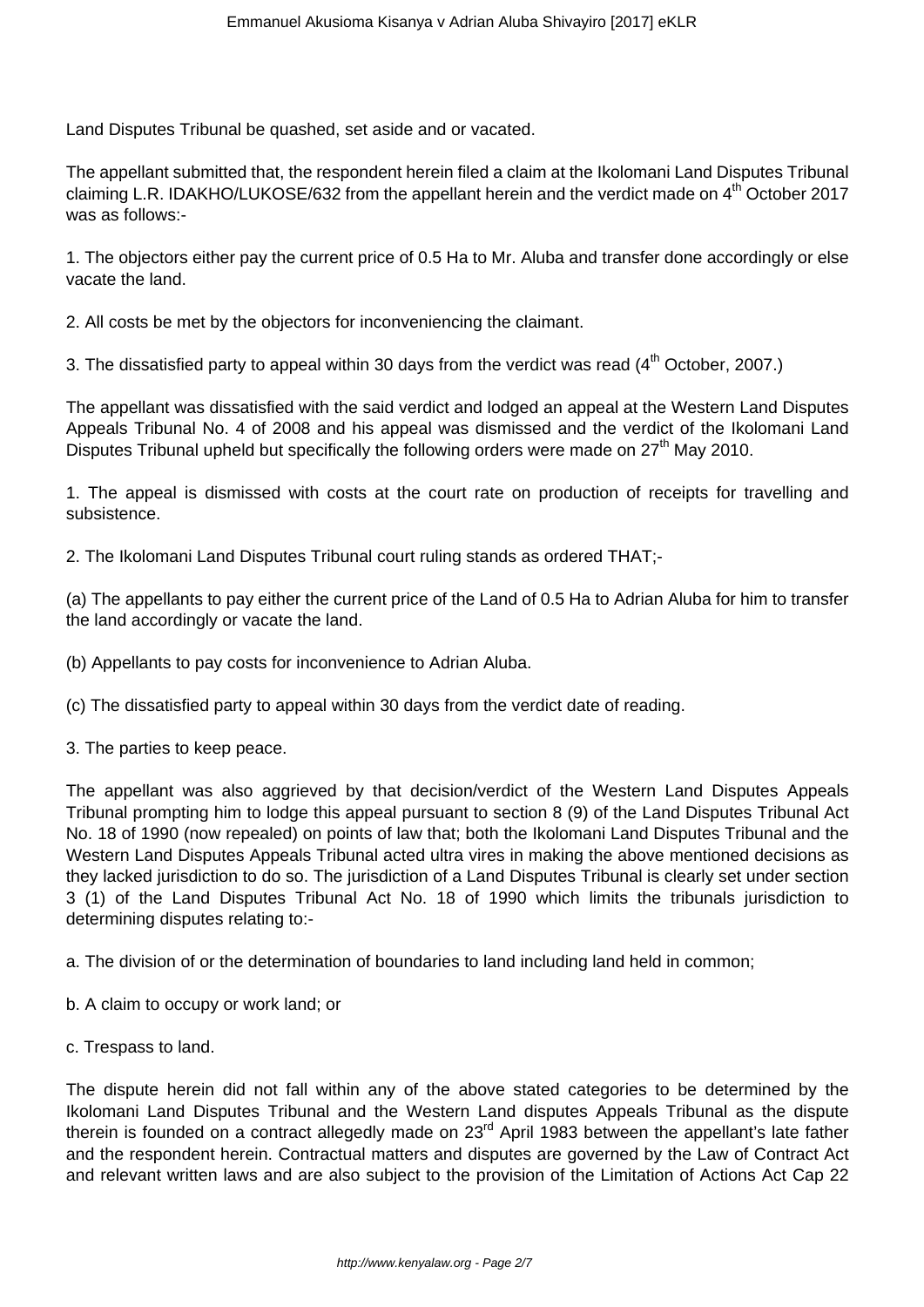Land Disputes Tribunal be quashed, set aside and or vacated.

The appellant submitted that, the respondent herein filed a claim at the Ikolomani Land Disputes Tribunal claiming L.R. IDAKHO/LUKOSE/632 from the appellant herein and the verdict made on 4th October 2017 was as follows:-

1. The objectors either pay the current price of 0.5 Ha to Mr. Aluba and transfer done accordingly or else vacate the land.

2. All costs be met by the objectors for inconveniencing the claimant.

3. The dissatisfied party to appeal within 30 days from the verdict was read (4th October, 2007.)

The appellant was dissatisfied with the said verdict and lodged an appeal at the Western Land Disputes Appeals Tribunal No. 4 of 2008 and his appeal was dismissed and the verdict of the Ikolomani Land Disputes Tribunal upheld but specifically the following orders were made on 27th May 2010.

1. The appeal is dismissed with costs at the court rate on production of receipts for travelling and subsistence.

2. The Ikolomani Land Disputes Tribunal court ruling stands as ordered THAT;-

(a) The appellants to pay either the current price of the Land of 0.5 Ha to Adrian Aluba for him to transfer the land accordingly or vacate the land.

(b) Appellants to pay costs for inconvenience to Adrian Aluba.

(c) The dissatisfied party to appeal within 30 days from the verdict date of reading.

3. The parties to keep peace.

The appellant was also aggrieved by that decision/verdict of the Western Land Disputes Appeals Tribunal prompting him to lodge this appeal pursuant to section 8 (9) of the Land Disputes Tribunal Act No. 18 of 1990 (now repealed) on points of law that; both the Ikolomani Land Disputes Tribunal and the Western Land Disputes Appeals Tribunal acted ultra vires in making the above mentioned decisions as they lacked jurisdiction to do so. The jurisdiction of a Land Disputes Tribunal is clearly set under section 3 (1) of the Land Disputes Tribunal Act No. 18 of 1990 which limits the tribunals jurisdiction to determining disputes relating to:-

a. The division of or the determination of boundaries to land including land held in common;

b. A claim to occupy or work land; or

c. Trespass to land.

The dispute herein did not fall within any of the above stated categories to be determined by the Ikolomani Land Disputes Tribunal and the Western Land disputes Appeals Tribunal as the dispute therein is founded on a contract allegedly made on 23rd April 1983 between the appellant's late father and the respondent herein. Contractual matters and disputes are governed by the Law of Contract Act and relevant written laws and are also subject to the provision of the Limitation of Actions Act Cap 22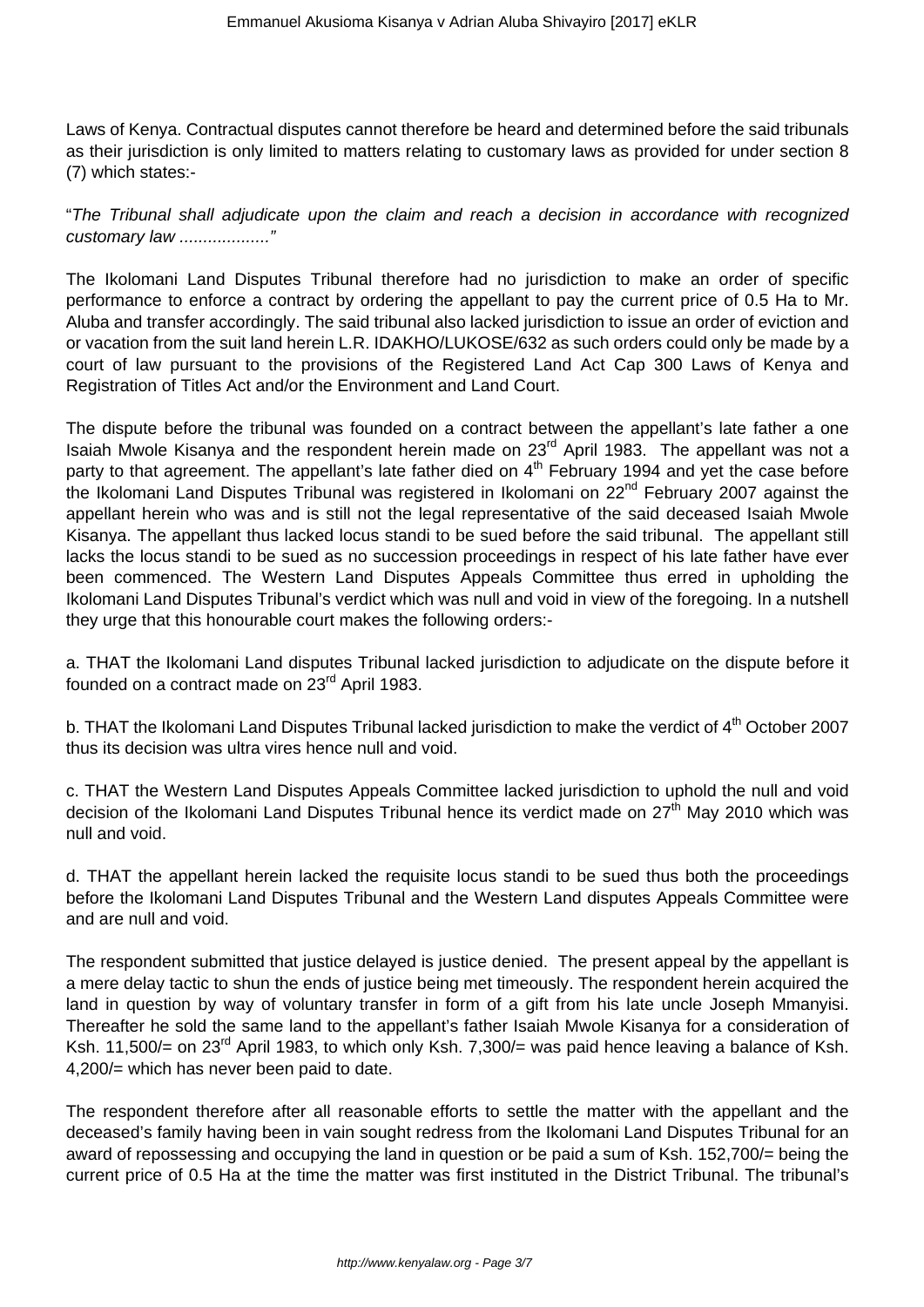Laws of Kenya. Contractual disputes cannot therefore be heard and determined before the said tribunals as their jurisdiction is only limited to matters relating to customary laws as provided for under section 8 (7) which states:-

"*The Tribunal shall adjudicate upon the claim and reach a decision in accordance with recognized customary law ..................*"

The Ikolomani Land Disputes Tribunal therefore had no jurisdiction to make an order of specific performance to enforce a contract by ordering the appellant to pay the current price of 0.5 Ha to Mr. Aluba and transfer accordingly. The said tribunal also lacked jurisdiction to issue an order of eviction and or vacation from the suit land herein L.R. IDAKHO/LUKOSE/632 as such orders could only be made by a court of law pursuant to the provisions of the Registered Land Act Cap 300 Laws of Kenya and Registration of Titles Act and/or the Environment and Land Court.

The dispute before the tribunal was founded on a contract between the appellant's late father a one Isaiah Mwole Kisanya and the respondent herein made on 23rd April 1983. The appellant was not a party to that agreement. The appellant's late father died on 4th February 1994 and yet the case before the Ikolomani Land Disputes Tribunal was registered in Ikolomani on 22nd February 2007 against the appellant herein who was and is still not the legal representative of the said deceased Isaiah Mwole Kisanya. The appellant thus lacked locus standi to be sued before the said tribunal. The appellant still lacks the locus standi to be sued as no succession proceedings in respect of his late father have ever been commenced. The Western Land Disputes Appeals Committee thus erred in upholding the Ikolomani Land Disputes Tribunal's verdict which was null and void in view of the foregoing. In a nutshell they urge that this honourable court makes the following orders:-

a. THAT the Ikolomani Land disputes Tribunal lacked jurisdiction to adjudicate on the dispute before it founded on a contract made on 23rd April 1983.

b. THAT the Ikolomani Land Disputes Tribunal lacked jurisdiction to make the verdict of 4th October 2007 thus its decision was ultra vires hence null and void.

c. THAT the Western Land Disputes Appeals Committee lacked jurisdiction to uphold the null and void decision of the Ikolomani Land Disputes Tribunal hence its verdict made on 27th May 2010 which was null and void.

d. THAT the appellant herein lacked the requisite locus standi to be sued thus both the proceedings before the Ikolomani Land Disputes Tribunal and the Western Land disputes Appeals Committee were and are null and void.

The respondent submitted that justice delayed is justice denied. The present appeal by the appellant is a mere delay tactic to shun the ends of justice being met timeously. The respondent herein acquired the land in question by way of voluntary transfer in form of a gift from his late uncle Joseph Mmanyisi. Thereafter he sold the same land to the appellant's father Isaiah Mwole Kisanya for a consideration of Ksh. 11,500/= on 23rd April 1983, to which only Ksh. 7,300/= was paid hence leaving a balance of Ksh. 4,200/= which has never been paid to date.

The respondent therefore after all reasonable efforts to settle the matter with the appellant and the deceased's family having been in vain sought redress from the Ikolomani Land Disputes Tribunal for an award of repossessing and occupying the land in question or be paid a sum of Ksh. 152,700/= being the current price of 0.5 Ha at the time the matter was first instituted in the District Tribunal. The tribunal's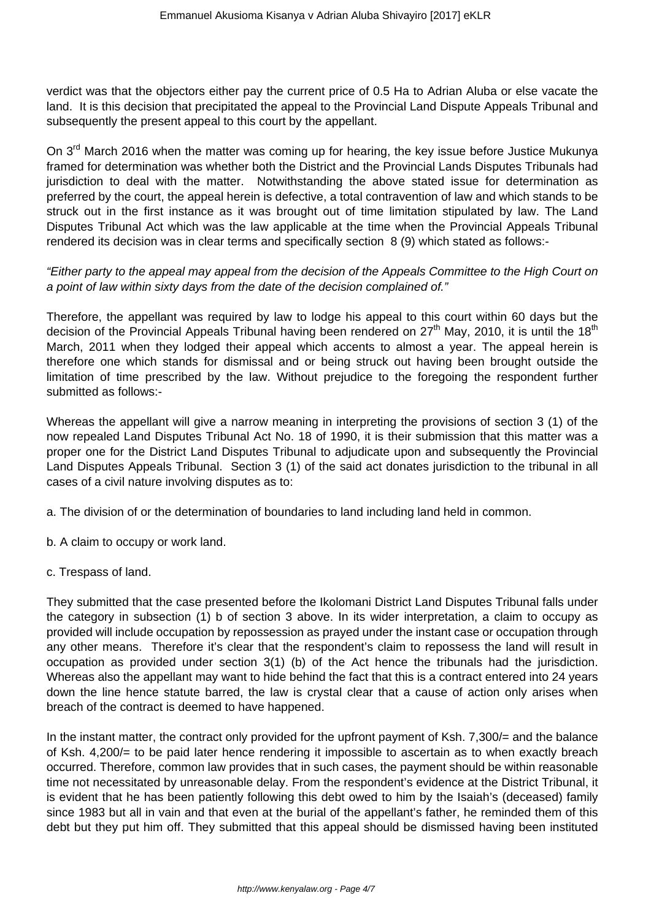verdict was that the objectors either pay the current price of 0.5 Ha to Adrian Aluba or else vacate the land. It is this decision that precipitated the appeal to the Provincial Land Dispute Appeals Tribunal and subsequently the present appeal to this court by the appellant.

On 3rd March 2016 when the matter was coming up for hearing, the key issue before Justice Mukunya framed for determination was whether both the District and the Provincial Lands Disputes Tribunals had jurisdiction to deal with the matter. Notwithstanding the above stated issue for determination as preferred by the court, the appeal herein is defective, a total contravention of law and which stands to be struck out in the first instance as it was brought out of time limitation stipulated by law. The Land Disputes Tribunal Act which was the law applicable at the time when the Provincial Appeals Tribunal rendered its decision was in clear terms and specifically section 8 (9) which stated as follows:-

*"Either party to the appeal may appeal from the decision of the Appeals Committee to the High Court on a point of law within sixty days from the date of the decision complained of."*

Therefore, the appellant was required by law to lodge his appeal to this court within 60 days but the decision of the Provincial Appeals Tribunal having been rendered on 27th May, 2010, it is until the 18th March, 2011 when they lodged their appeal which accents to almost a year. The appeal herein is therefore one which stands for dismissal and or being struck out having been brought outside the limitation of time prescribed by the law. Without prejudice to the foregoing the respondent further submitted as follows:-

Whereas the appellant will give a narrow meaning in interpreting the provisions of section 3 (1) of the now repealed Land Disputes Tribunal Act No. 18 of 1990, it is their submission that this matter was a proper one for the District Land Disputes Tribunal to adjudicate upon and subsequently the Provincial Land Disputes Appeals Tribunal. Section 3 (1) of the said act donates jurisdiction to the tribunal in all cases of a civil nature involving disputes as to:

a. The division of or the determination of boundaries to land including land held in common.

b. A claim to occupy or work land.

c. Trespass of land.

They submitted that the case presented before the Ikolomani District Land Disputes Tribunal falls under the category in subsection (1) b of section 3 above. In its wider interpretation, a claim to occupy as provided will include occupation by repossession as prayed under the instant case or occupation through any other means. Therefore it's clear that the respondent's claim to repossess the land will result in occupation as provided under section 3(1) (b) of the Act hence the tribunals had the jurisdiction. Whereas also the appellant may want to hide behind the fact that this is a contract entered into 24 years down the line hence statute barred, the law is crystal clear that a cause of action only arises when breach of the contract is deemed to have happened.

In the instant matter, the contract only provided for the upfront payment of Ksh. 7,300/= and the balance of Ksh. 4,200/= to be paid later hence rendering it impossible to ascertain as to when exactly breach occurred. Therefore, common law provides that in such cases, the payment should be within reasonable time not necessitated by unreasonable delay. From the respondent's evidence at the District Tribunal, it is evident that he has been patiently following this debt owed to him by the Isaiah's (deceased) family since 1983 but all in vain and that even at the burial of the appellant's father, he reminded them of this debt but they put him off. They submitted that this appeal should be dismissed having been instituted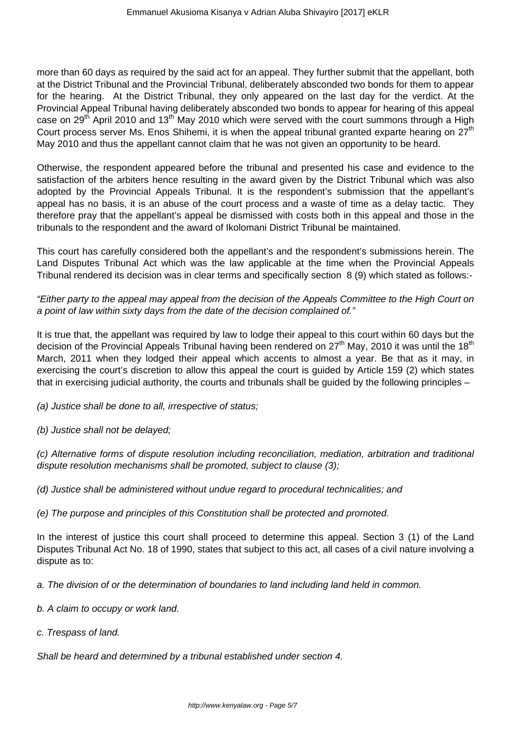more than 60 days as required by the said act for an appeal. They further submit that the appellant, both at the District Tribunal and the Provincial Tribunal, deliberately absconded two bonds for them to appear for the hearing. At the District Tribunal, they only appeared on the last day for the verdict. At the Provincial Appeal Tribunal having deliberately absconded two bonds to appear for hearing of this appeal case on 29th April 2010 and 13th May 2010 which were served with the court summons through a High Court process server Ms. Enos Shihemi, it is when the appeal tribunal granted exparte hearing on 27th May 2010 and thus the appellant cannot claim that he was not given an opportunity to be heard.

Otherwise, the respondent appeared before the tribunal and presented his case and evidence to the satisfaction of the arbiters hence resulting in the award given by the District Tribunal which was also adopted by the Provincial Appeals Tribunal. It is the respondent's submission that the appellant's appeal has no basis, it is an abuse of the court process and a waste of time as a delay tactic. They therefore pray that the appellant's appeal be dismissed with costs both in this appeal and those in the tribunals to the respondent and the award of Ikolomani District Tribunal be maintained.

This court has carefully considered both the appellant's and the respondent's submissions herein. The Land Disputes Tribunal Act which was the law applicable at the time when the Provincial Appeals Tribunal rendered its decision was in clear terms and specifically section 8 (9) which stated as follows:-

*"Either party to the appeal may appeal from the decision of the Appeals Committee to the High Court on a point of law within sixty days from the date of the decision complained of."*

It is true that, the appellant was required by law to lodge their appeal to this court within 60 days but the decision of the Provincial Appeals Tribunal having been rendered on 27th May, 2010 it was until the 18th March, 2011 when they lodged their appeal which accents to almost a year. Be that as it may, in exercising the court's discretion to allow this appeal the court is guided by Article 159 (2) which states that in exercising judicial authority, the courts and tribunals shall be guided by the following principles –

*(a) Justice shall be done to all, irrespective of status;*

*(b) Justice shall not be delayed;*

*(c) Alternative forms of dispute resolution including reconciliation, mediation, arbitration and traditional dispute resolution mechanisms shall be promoted, subject to clause (3);*

*(d) Justice shall be administered without undue regard to procedural technicalities; and*

*(e) The purpose and principles of this Constitution shall be protected and promoted.*

In the interest of justice this court shall proceed to determine this appeal. Section 3 (1) of the Land Disputes Tribunal Act No. 18 of 1990, states that subject to this act, all cases of a civil nature involving a dispute as to:

*a. The division of or the determination of boundaries to land including land held in common.*

*b. A claim to occupy or work land.*

*c. Trespass of land.*

*Shall be heard and determined by a tribunal established under section 4.*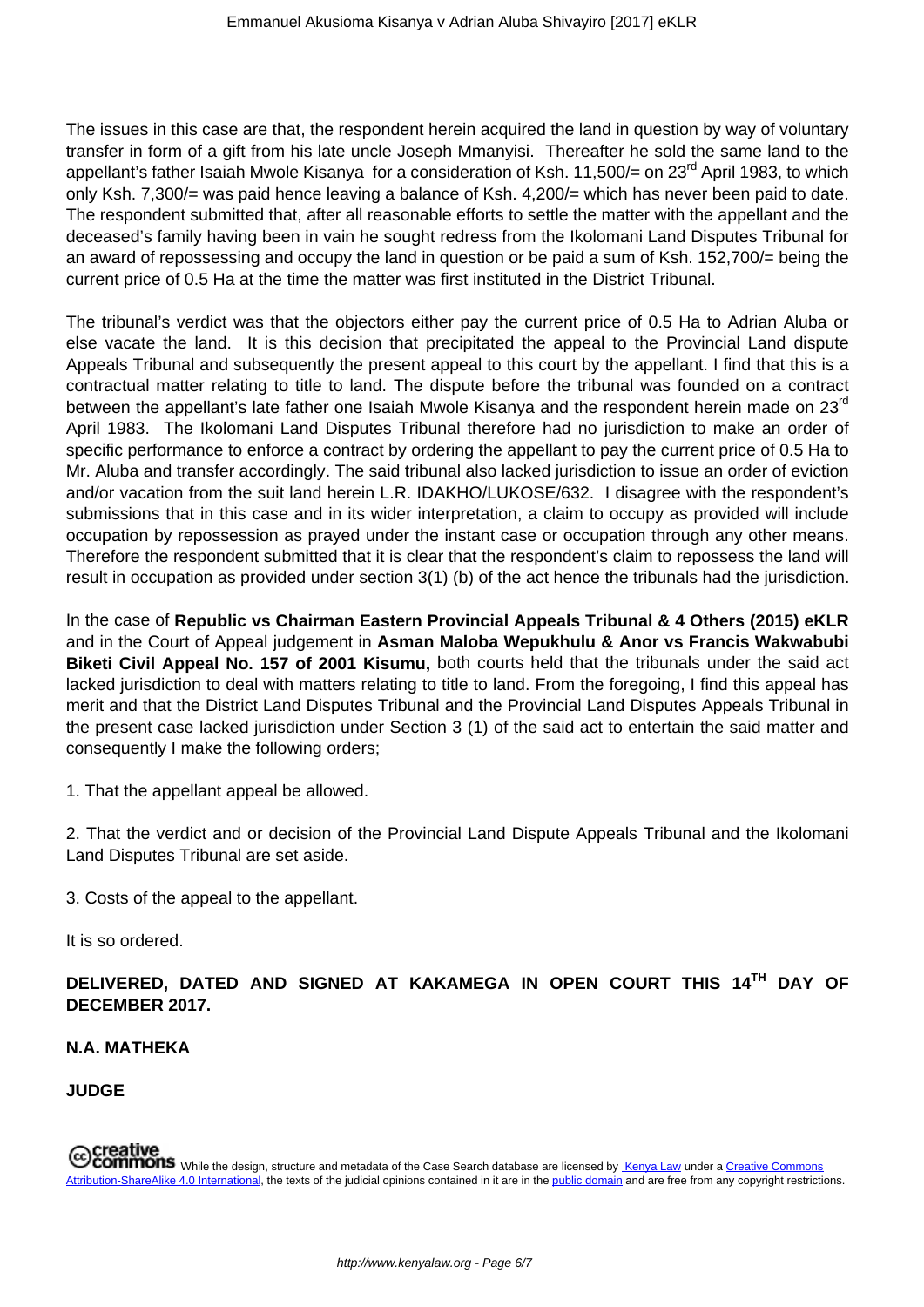The issues in this case are that, the respondent herein acquired the land in question by way of voluntary transfer in form of a gift from his late uncle Joseph Mmanyisi. Thereafter he sold the same land to the appellant's father Isaiah Mwole Kisanya for a consideration of Ksh. 11,500/= on 23rd April 1983, to which only Ksh. 7,300/= was paid hence leaving a balance of Ksh. 4,200/= which has never been paid to date. The respondent submitted that, after all reasonable efforts to settle the matter with the appellant and the deceased's family having been in vain he sought redress from the Ikolomani Land Disputes Tribunal for an award of repossessing and occupy the land in question or be paid a sum of Ksh. 152,700/= being the current price of 0.5 Ha at the time the matter was first instituted in the District Tribunal.

The tribunal's verdict was that the objectors either pay the current price of 0.5 Ha to Adrian Aluba or else vacate the land. It is this decision that precipitated the appeal to the Provincial Land dispute Appeals Tribunal and subsequently the present appeal to this court by the appellant. I find that this is a contractual matter relating to title to land. The dispute before the tribunal was founded on a contract between the appellant's late father one Isaiah Mwole Kisanya and the respondent herein made on 23rd April 1983. The Ikolomani Land Disputes Tribunal therefore had no jurisdiction to make an order of specific performance to enforce a contract by ordering the appellant to pay the current price of 0.5 Ha to Mr. Aluba and transfer accordingly. The said tribunal also lacked jurisdiction to issue an order of eviction and/or vacation from the suit land herein L.R. IDAKHO/LUKOSE/632. I disagree with the respondent's submissions that in this case and in its wider interpretation, a claim to occupy as provided will include occupation by repossession as prayed under the instant case or occupation through any other means. Therefore the respondent submitted that it is clear that the respondent's claim to repossess the land will result in occupation as provided under section 3(1) (b) of the act hence the tribunals had the jurisdiction.

In the case of **Republic vs Chairman Eastern Provincial Appeals Tribunal & 4 Others (2015) eKLR** and in the Court of Appeal judgement in **Asman Maloba Wepukhulu & Anor vs Francis Wakwabubi Biketi Civil Appeal No. 157 of 2001 Kisumu,** both courts held that the tribunals under the said act lacked jurisdiction to deal with matters relating to title to land. From the foregoing, I find this appeal has merit and that the District Land Disputes Tribunal and the Provincial Land Disputes Appeals Tribunal in the present case lacked jurisdiction under Section 3 (1) of the said act to entertain the said matter and consequently I make the following orders;

1. That the appellant appeal be allowed.

2. That the verdict and or decision of the Provincial Land Dispute Appeals Tribunal and the Ikolomani Land Disputes Tribunal are set aside.

3. Costs of the appeal to the appellant.

It is so ordered.

**DELIVERED, DATED AND SIGNED AT KAKAMEGA IN OPEN COURT THIS 14TH DAY OF DECEMBER 2017.**

**N.A. MATHEKA**

**JUDGE**

While the design, structure and metadata of the Case Search database are licensed by Kenya Law under a Creative Commons Attribution-ShareAlike 4.0 International, the texts of the judicial opinions contained in it are in the public domain and are free from any copyright restrictions.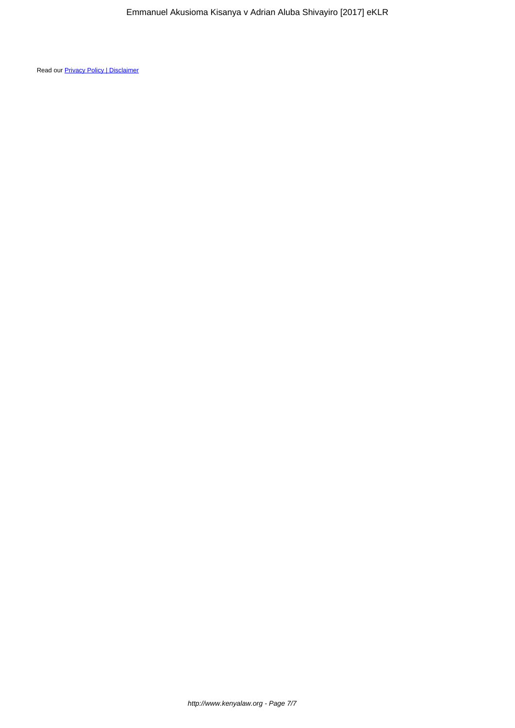Read our Privacy Policy | Disclaimer